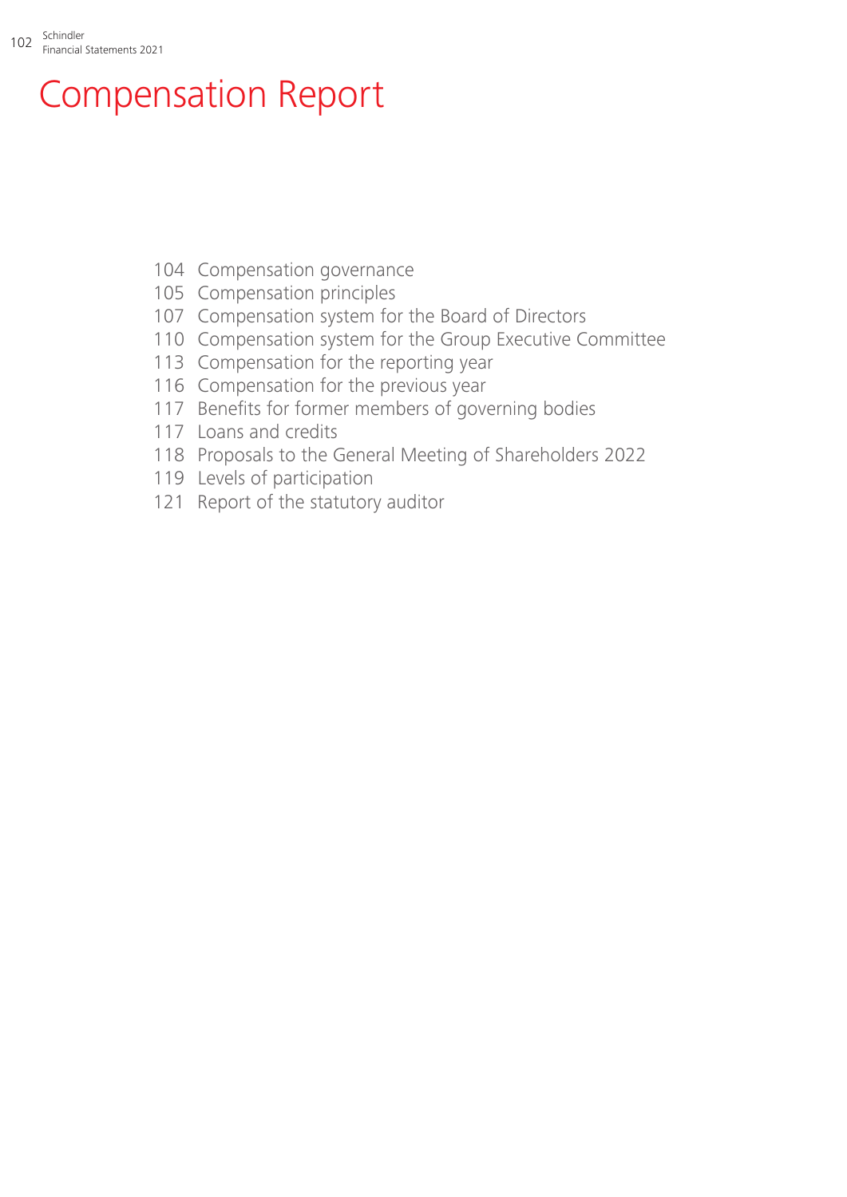# Compensation Report

104 Compensation governance
105 Compensation principles
107 Compensation system for the Board of Directors
110 Compensation system for the Group Executive Committee
113 Compensation for the reporting year
116 Compensation for the previous year
117 Benefits for former members of governing bodies
117 Loans and credits
118 Proposals to the General Meeting of Shareholders 2022
119 Levels of participation
121 Report of the statutory auditor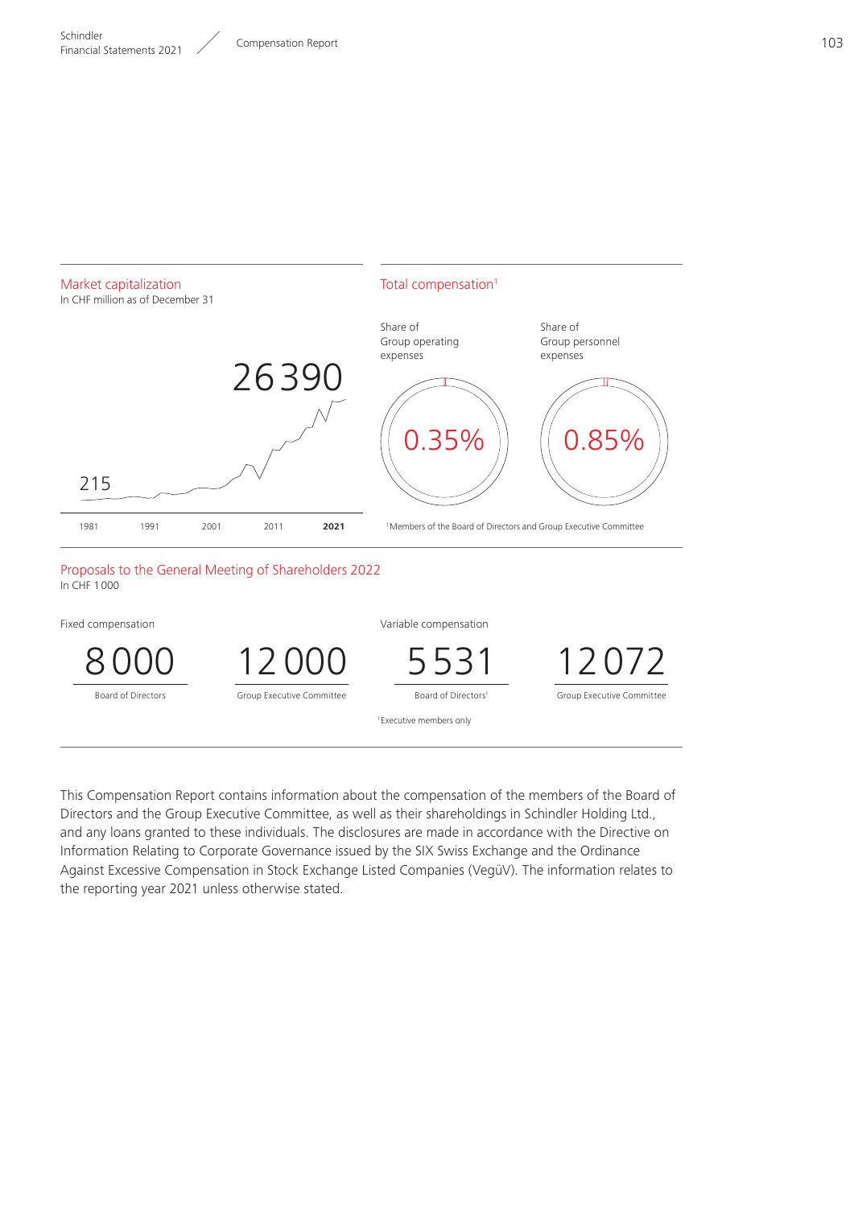## Market capitalization

In CHF million as of December 31

26 390

215

1981 | 1991 | 2001 | 2011 | **2021**

## Total compensation[1]

Share of Group operating expenses

0.35%

Share of Group personnel expenses

0.85%

[1] Members of the Board of Directors and Group Executive Committee

## Proposals to the General Meeting of Shareholders 2022

In CHF 1 000

| Fixed compensation | | Variable compensation | |
|---|---|---|---|
| 8 000 | 12 000 | 5 531 | 12 072 |
| Board of Directors | Group Executive Committee | Board of Directors[1] | Group Executive Committee |

[1] Executive members only

This Compensation Report contains information about the compensation of the members of the Board of Directors and the Group Executive Committee, as well as their shareholdings in Schindler Holding Ltd., and any loans granted to these individuals. The disclosures are made in accordance with the Directive on Information Relating to Corporate Governance issued by the SIX Swiss Exchange and the Ordinance Against Excessive Compensation in Stock Exchange Listed Companies (VegüV). The information relates to the reporting year 2021 unless otherwise stated.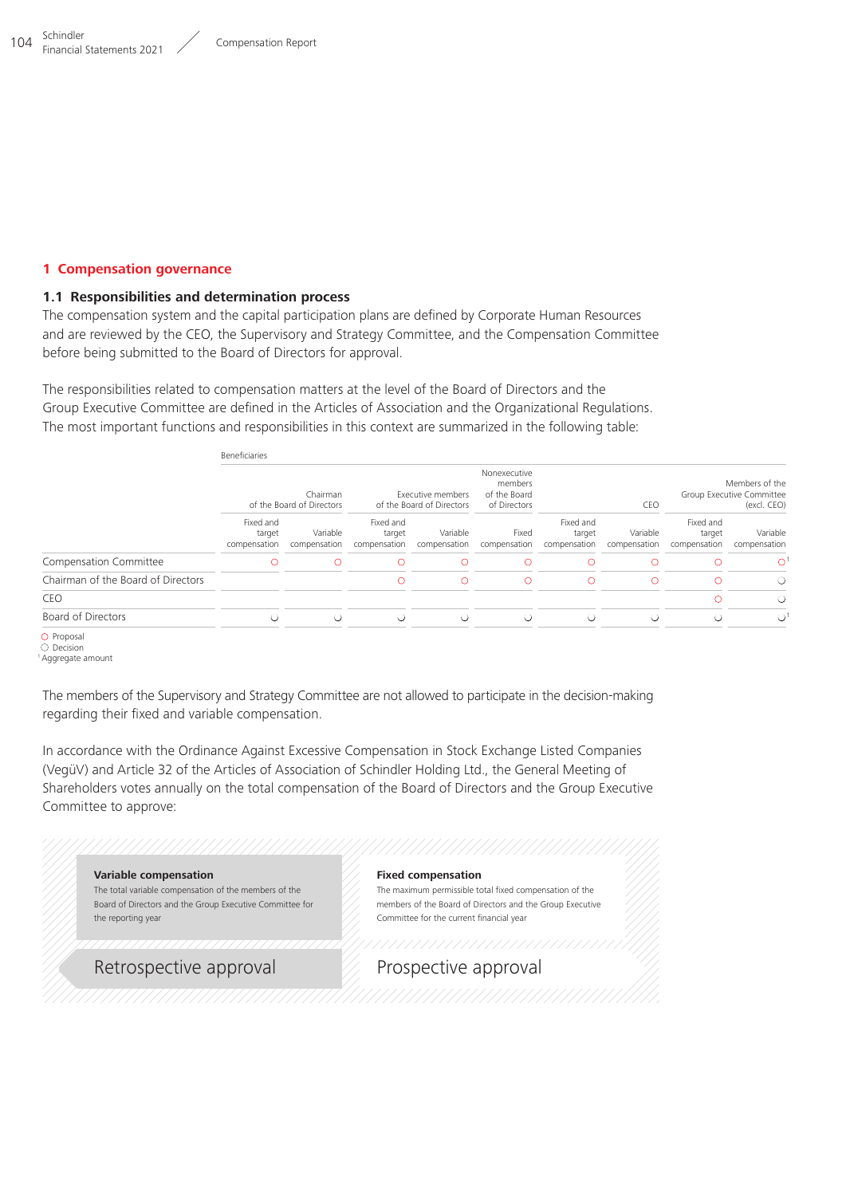## 1 Compensation governance

### 1.1 Responsibilities and determination process

The compensation system and the capital participation plans are defined by Corporate Human Resources and are reviewed by the CEO, the Supervisory and Strategy Committee, and the Compensation Committee before being submitted to the Board of Directors for approval.

The responsibilities related to compensation matters at the level of the Board of Directors and the Group Executive Committee are defined in the Articles of Association and the Organizational Regulations. The most important functions and responsibilities in this context are summarized in the following table:

| | Beneficiaries | | | | | | | | |
|---|---|---|---|---|---|---|---|---|---|
| | Chairman of the Board of Directors | | Executive members of the Board of Directors | | Nonexecutive members of the Board of Directors | CEO | | Members of the Group Executive Committee (excl. CEO) | |
| | Fixed and target compensation | Variable compensation | Fixed and target compensation | Variable compensation | Fixed compensation | Fixed and target compensation | Variable compensation | Fixed and target compensation | Variable compensation |
| Compensation Committee | Proposal | Proposal | Proposal | Proposal | Proposal | Proposal | Proposal | Proposal | Proposal[1] |
| Chairman of the Board of Directors | | | Proposal | Proposal | Proposal | Proposal | Proposal | Proposal | Decision |
| CEO | | | | | | | | Proposal | Decision |
| Board of Directors | Decision | Decision | Decision | Decision | Decision | Decision | Decision | Decision | Decision[1] |

○ Proposal
○ Decision
[1] Aggregate amount

The members of the Supervisory and Strategy Committee are not allowed to participate in the decision-making regarding their fixed and variable compensation.

In accordance with the Ordinance Against Excessive Compensation in Stock Exchange Listed Companies (VegüV) and Article 32 of the Articles of Association of Schindler Holding Ltd., the General Meeting of Shareholders votes annually on the total compensation of the Board of Directors and the Group Executive Committee to approve:

**Variable compensation**
The total variable compensation of the members of the Board of Directors and the Group Executive Committee for the reporting year

Retrospective approval

**Fixed compensation**
The maximum permissible total fixed compensation of the members of the Board of Directors and the Group Executive Committee for the current financial year

Prospective approval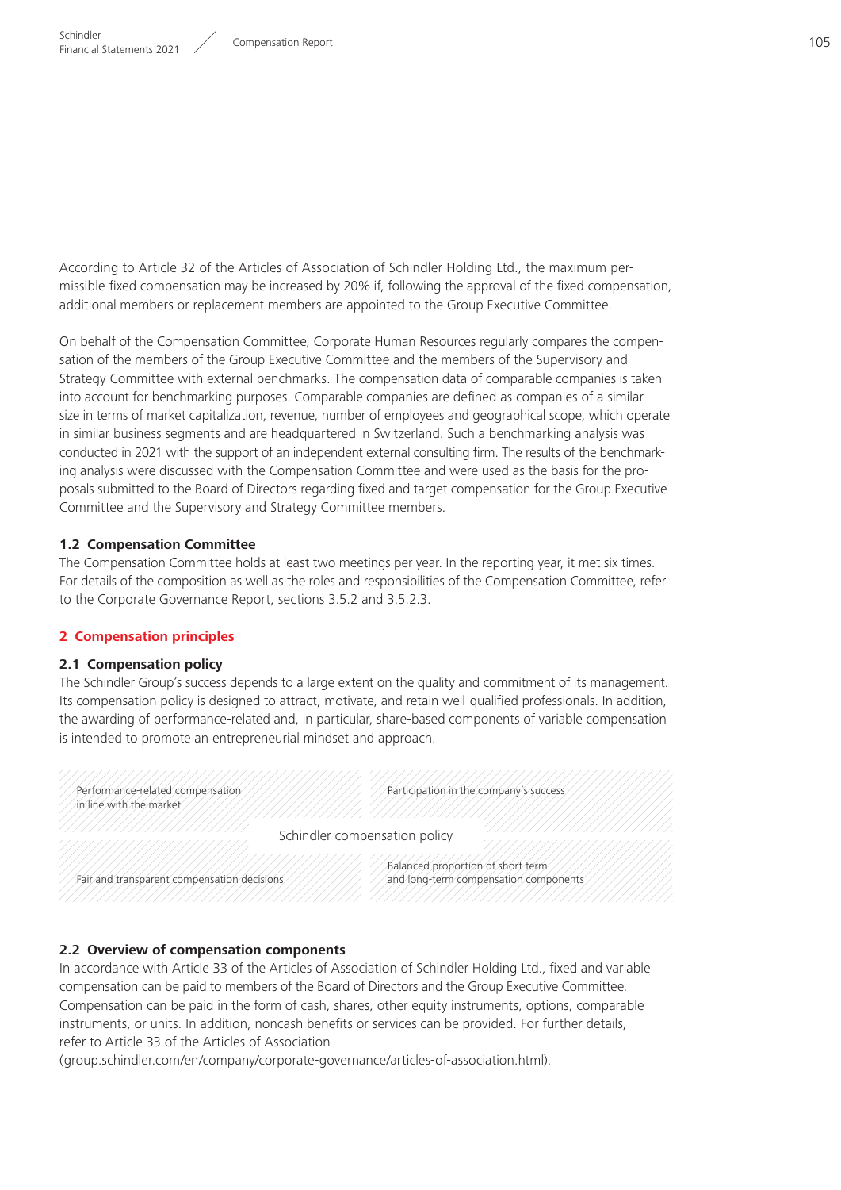According to Article 32 of the Articles of Association of Schindler Holding Ltd., the maximum permissible fixed compensation may be increased by 20% if, following the approval of the fixed compensation, additional members or replacement members are appointed to the Group Executive Committee.

On behalf of the Compensation Committee, Corporate Human Resources regularly compares the compensation of the members of the Group Executive Committee and the members of the Supervisory and Strategy Committee with external benchmarks. The compensation data of comparable companies is taken into account for benchmarking purposes. Comparable companies are defined as companies of a similar size in terms of market capitalization, revenue, number of employees and geographical scope, which operate in similar business segments and are headquartered in Switzerland. Such a benchmarking analysis was conducted in 2021 with the support of an independent external consulting firm. The results of the benchmarking analysis were discussed with the Compensation Committee and were used as the basis for the proposals submitted to the Board of Directors regarding fixed and target compensation for the Group Executive Committee and the Supervisory and Strategy Committee members.

### 1.2 Compensation Committee

The Compensation Committee holds at least two meetings per year. In the reporting year, it met six times. For details of the composition as well as the roles and responsibilities of the Compensation Committee, refer to the Corporate Governance Report, sections 3.5.2 and 3.5.2.3.

## 2 Compensation principles

### 2.1 Compensation policy

The Schindler Group's success depends to a large extent on the quality and commitment of its management. Its compensation policy is designed to attract, motivate, and retain well-qualified professionals. In addition, the awarding of performance-related and, in particular, share-based components of variable compensation is intended to promote an entrepreneurial mindset and approach.

Schindler compensation policy

- Performance-related compensation in line with the market
- Participation in the company's success
- Fair and transparent compensation decisions
- Balanced proportion of short-term and long-term compensation components

### 2.2 Overview of compensation components

In accordance with Article 33 of the Articles of Association of Schindler Holding Ltd., fixed and variable compensation can be paid to members of the Board of Directors and the Group Executive Committee. Compensation can be paid in the form of cash, shares, other equity instruments, options, comparable instruments, or units. In addition, noncash benefits or services can be provided. For further details, refer to Article 33 of the Articles of Association (group.schindler.com/en/company/corporate-governance/articles-of-association.html).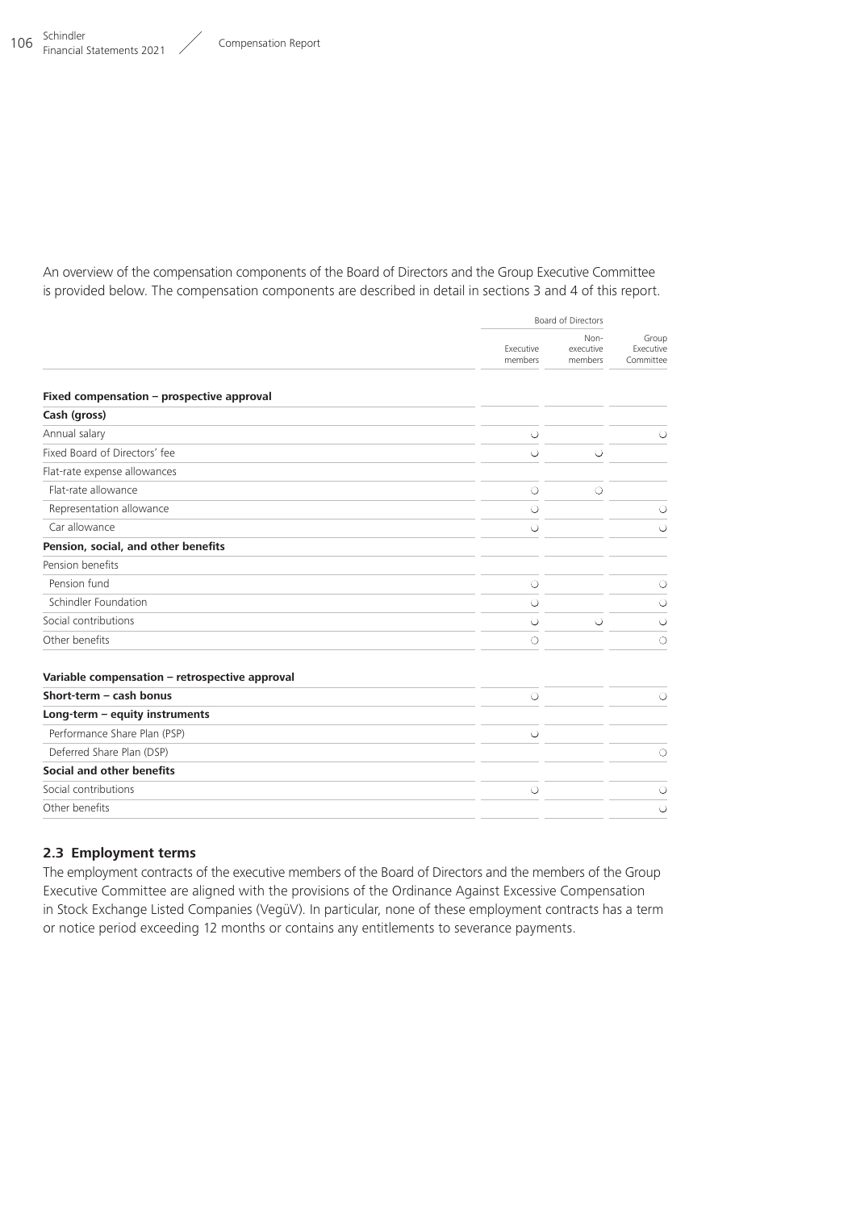An overview of the compensation components of the Board of Directors and the Group Executive Committee is provided below. The compensation components are described in detail in sections 3 and 4 of this report.

| | Board of Directors | | |
|---|---|---|---|
| | Executive members | Non-executive members | Group Executive Committee |
| **Fixed compensation – prospective approval** | | | |
| **Cash (gross)** | | | |
| Annual salary | ◡ | | ◡ |
| Fixed Board of Directors' fee | ◡ | ◡ | |
| Flat-rate expense allowances | | | |
| Flat-rate allowance | ◌ | ◌ | |
| Representation allowance | ◌ | | ◌ |
| Car allowance | ◡ | | ◡ |
| **Pension, social, and other benefits** | | | |
| Pension benefits | | | |
| Pension fund | ◌ | | ◌ |
| Schindler Foundation | ◡ | | ◡ |
| Social contributions | ◡ | ◡ | ◡ |
| Other benefits | ◌ | | ◌ |
| **Variable compensation – retrospective approval** | | | |
| **Short-term – cash bonus** | ◡ | | ◡ |
| **Long-term – equity instruments** | | | |
| Performance Share Plan (PSP) | ◡ | | |
| Deferred Share Plan (DSP) | | | ◌ |
| **Social and other benefits** | | | |
| Social contributions | ◡ | | ◡ |
| Other benefits | | | ◡ |

## 2.3 Employment terms

The employment contracts of the executive members of the Board of Directors and the members of the Group Executive Committee are aligned with the provisions of the Ordinance Against Excessive Compensation in Stock Exchange Listed Companies (VegüV). In particular, none of these employment contracts has a term or notice period exceeding 12 months or contains any entitlements to severance payments.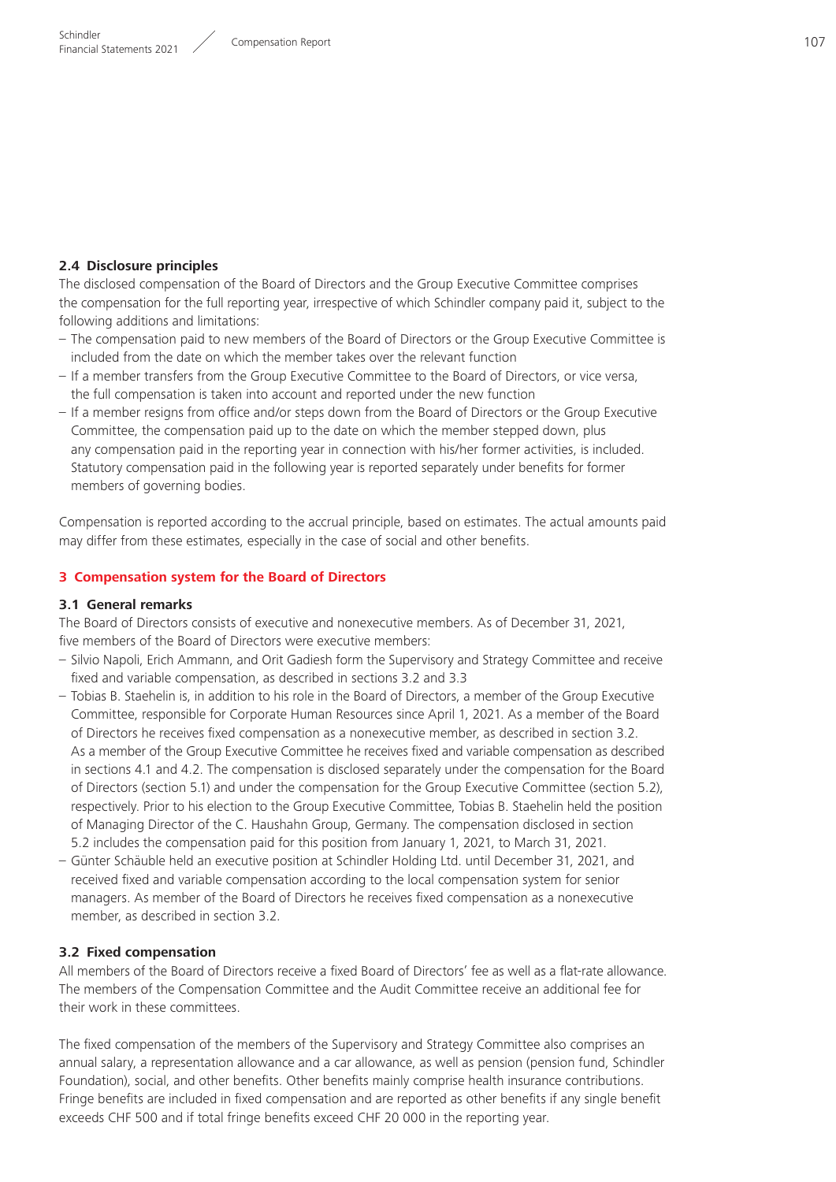### 2.4 Disclosure principles

The disclosed compensation of the Board of Directors and the Group Executive Committee comprises the compensation for the full reporting year, irrespective of which Schindler company paid it, subject to the following additions and limitations:

- The compensation paid to new members of the Board of Directors or the Group Executive Committee is included from the date on which the member takes over the relevant function
- If a member transfers from the Group Executive Committee to the Board of Directors, or vice versa, the full compensation is taken into account and reported under the new function
- If a member resigns from office and/or steps down from the Board of Directors or the Group Executive Committee, the compensation paid up to the date on which the member stepped down, plus any compensation paid in the reporting year in connection with his/her former activities, is included. Statutory compensation paid in the following year is reported separately under benefits for former members of governing bodies.

Compensation is reported according to the accrual principle, based on estimates. The actual amounts paid may differ from these estimates, especially in the case of social and other benefits.

## 3 Compensation system for the Board of Directors

### 3.1 General remarks

The Board of Directors consists of executive and nonexecutive members. As of December 31, 2021, five members of the Board of Directors were executive members:

- Silvio Napoli, Erich Ammann, and Orit Gadiesh form the Supervisory and Strategy Committee and receive fixed and variable compensation, as described in sections 3.2 and 3.3
- Tobias B. Staehelin is, in addition to his role in the Board of Directors, a member of the Group Executive Committee, responsible for Corporate Human Resources since April 1, 2021. As a member of the Board of Directors he receives fixed compensation as a nonexecutive member, as described in section 3.2. As a member of the Group Executive Committee he receives fixed and variable compensation as described in sections 4.1 and 4.2. The compensation is disclosed separately under the compensation for the Board of Directors (section 5.1) and under the compensation for the Group Executive Committee (section 5.2), respectively. Prior to his election to the Group Executive Committee, Tobias B. Staehelin held the position of Managing Director of the C. Haushahn Group, Germany. The compensation disclosed in section 5.2 includes the compensation paid for this position from January 1, 2021, to March 31, 2021.
- Günter Schäuble held an executive position at Schindler Holding Ltd. until December 31, 2021, and received fixed and variable compensation according to the local compensation system for senior managers. As member of the Board of Directors he receives fixed compensation as a nonexecutive member, as described in section 3.2.

### 3.2 Fixed compensation

All members of the Board of Directors receive a fixed Board of Directors' fee as well as a flat-rate allowance. The members of the Compensation Committee and the Audit Committee receive an additional fee for their work in these committees.

The fixed compensation of the members of the Supervisory and Strategy Committee also comprises an annual salary, a representation allowance and a car allowance, as well as pension (pension fund, Schindler Foundation), social, and other benefits. Other benefits mainly comprise health insurance contributions. Fringe benefits are included in fixed compensation and are reported as other benefits if any single benefit exceeds CHF 500 and if total fringe benefits exceed CHF 20 000 in the reporting year.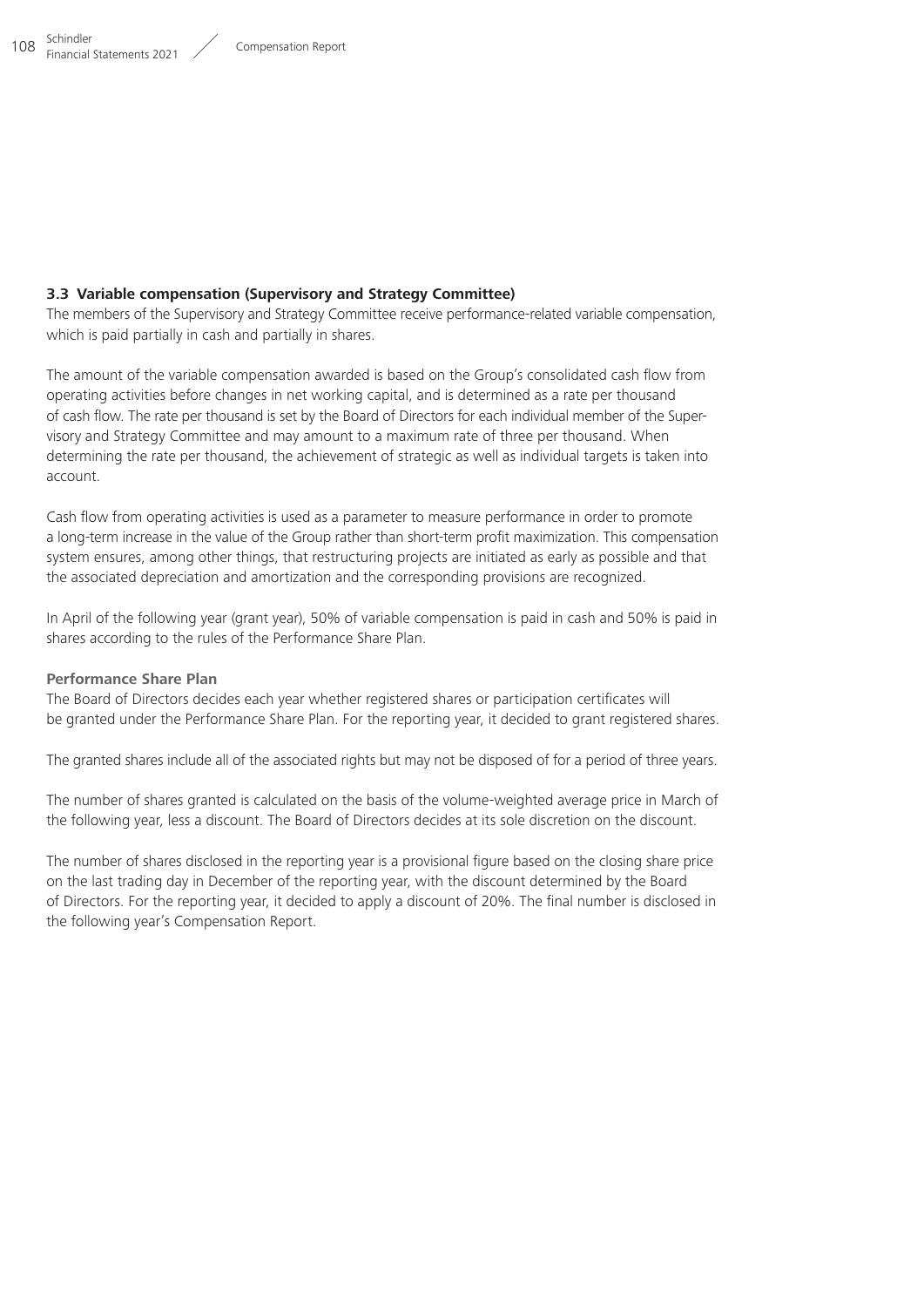### 3.3 Variable compensation (Supervisory and Strategy Committee)

The members of the Supervisory and Strategy Committee receive performance-related variable compensation, which is paid partially in cash and partially in shares.

The amount of the variable compensation awarded is based on the Group's consolidated cash flow from operating activities before changes in net working capital, and is determined as a rate per thousand of cash flow. The rate per thousand is set by the Board of Directors for each individual member of the Supervisory and Strategy Committee and may amount to a maximum rate of three per thousand. When determining the rate per thousand, the achievement of strategic as well as individual targets is taken into account.

Cash flow from operating activities is used as a parameter to measure performance in order to promote a long-term increase in the value of the Group rather than short-term profit maximization. This compensation system ensures, among other things, that restructuring projects are initiated as early as possible and that the associated depreciation and amortization and the corresponding provisions are recognized.

In April of the following year (grant year), 50% of variable compensation is paid in cash and 50% is paid in shares according to the rules of the Performance Share Plan.

**Performance Share Plan**

The Board of Directors decides each year whether registered shares or participation certificates will be granted under the Performance Share Plan. For the reporting year, it decided to grant registered shares.

The granted shares include all of the associated rights but may not be disposed of for a period of three years.

The number of shares granted is calculated on the basis of the volume-weighted average price in March of the following year, less a discount. The Board of Directors decides at its sole discretion on the discount.

The number of shares disclosed in the reporting year is a provisional figure based on the closing share price on the last trading day in December of the reporting year, with the discount determined by the Board of Directors. For the reporting year, it decided to apply a discount of 20%. The final number is disclosed in the following year's Compensation Report.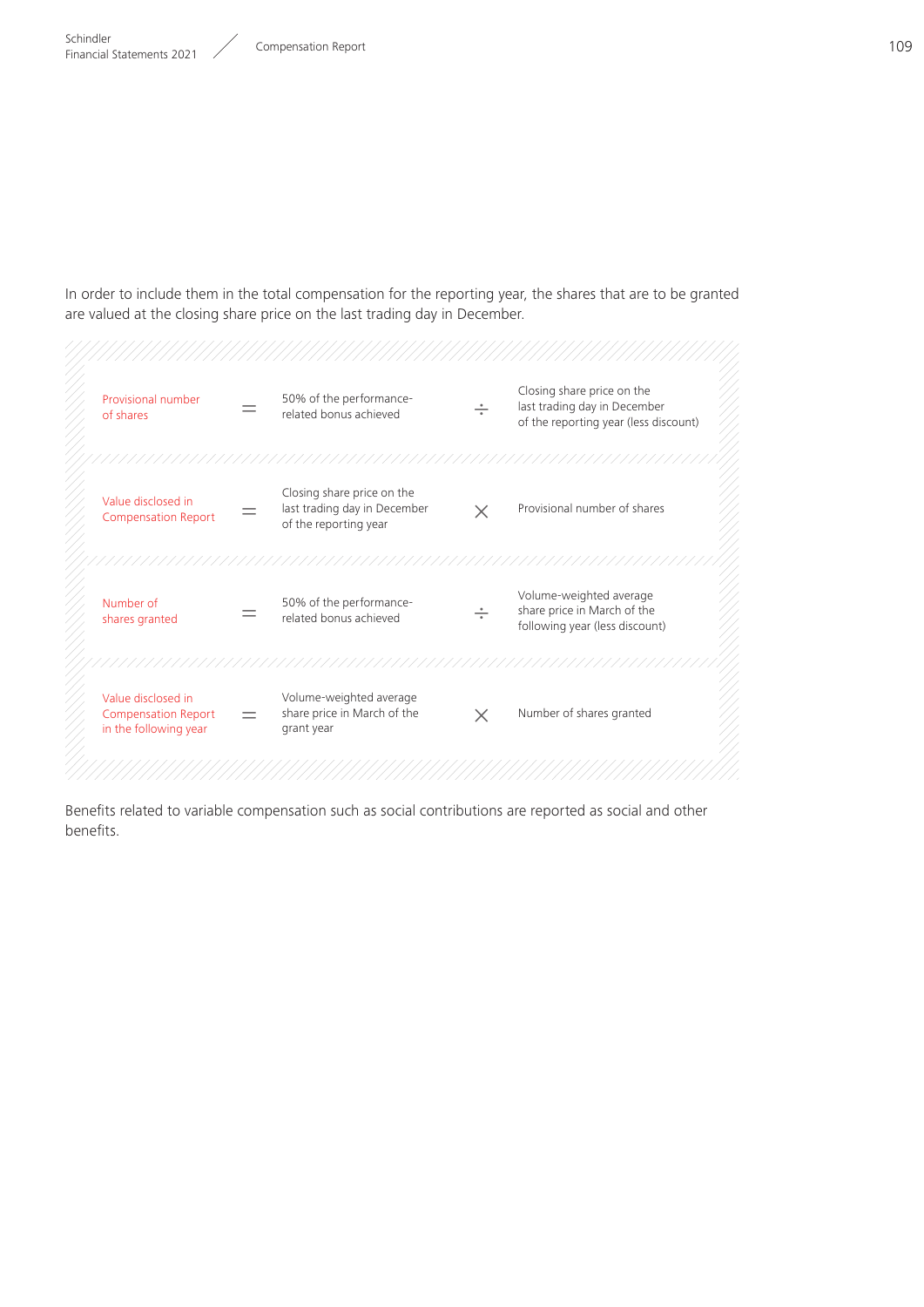In order to include them in the total compensation for the reporting year, the shares that are to be granted are valued at the closing share price on the last trading day in December.

| | | | | |
|---|---|---|---|---|
| Provisional number of shares | = | 50% of the performance-related bonus achieved | ÷ | Closing share price on the last trading day in December of the reporting year (less discount) |
| Value disclosed in Compensation Report | = | Closing share price on the last trading day in December of the reporting year | × | Provisional number of shares |
| Number of shares granted | = | 50% of the performance-related bonus achieved | ÷ | Volume-weighted average share price in March of the following year (less discount) |
| Value disclosed in Compensation Report in the following year | = | Volume-weighted average share price in March of the grant year | × | Number of shares granted |

Benefits related to variable compensation such as social contributions are reported as social and other benefits.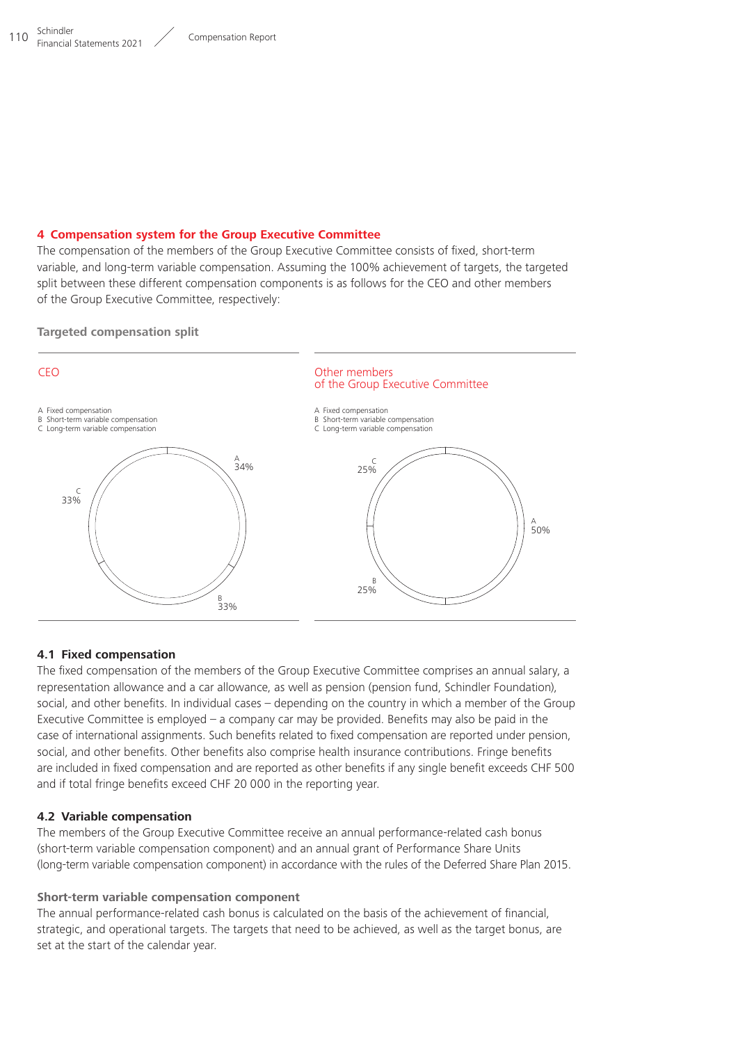## 4 Compensation system for the Group Executive Committee

The compensation of the members of the Group Executive Committee consists of fixed, short-term variable, and long-term variable compensation. Assuming the 100% achievement of targets, the targeted split between these different compensation components is as follows for the CEO and other members of the Group Executive Committee, respectively:

**Targeted compensation split**

CEO

A Fixed compensation
B Short-term variable compensation
C Long-term variable compensation

A 34%
B 33%
C 33%

Other members of the Group Executive Committee

A Fixed compensation
B Short-term variable compensation
C Long-term variable compensation

A 50%
B 25%
C 25%

### 4.1 Fixed compensation

The fixed compensation of the members of the Group Executive Committee comprises an annual salary, a representation allowance and a car allowance, as well as pension (pension fund, Schindler Foundation), social, and other benefits. In individual cases – depending on the country in which a member of the Group Executive Committee is employed – a company car may be provided. Benefits may also be paid in the case of international assignments. Such benefits related to fixed compensation are reported under pension, social, and other benefits. Other benefits also comprise health insurance contributions. Fringe benefits are included in fixed compensation and are reported as other benefits if any single benefit exceeds CHF 500 and if total fringe benefits exceed CHF 20 000 in the reporting year.

### 4.2 Variable compensation

The members of the Group Executive Committee receive an annual performance-related cash bonus (short-term variable compensation component) and an annual grant of Performance Share Units (long-term variable compensation component) in accordance with the rules of the Deferred Share Plan 2015.

**Short-term variable compensation component**

The annual performance-related cash bonus is calculated on the basis of the achievement of financial, strategic, and operational targets. The targets that need to be achieved, as well as the target bonus, are set at the start of the calendar year.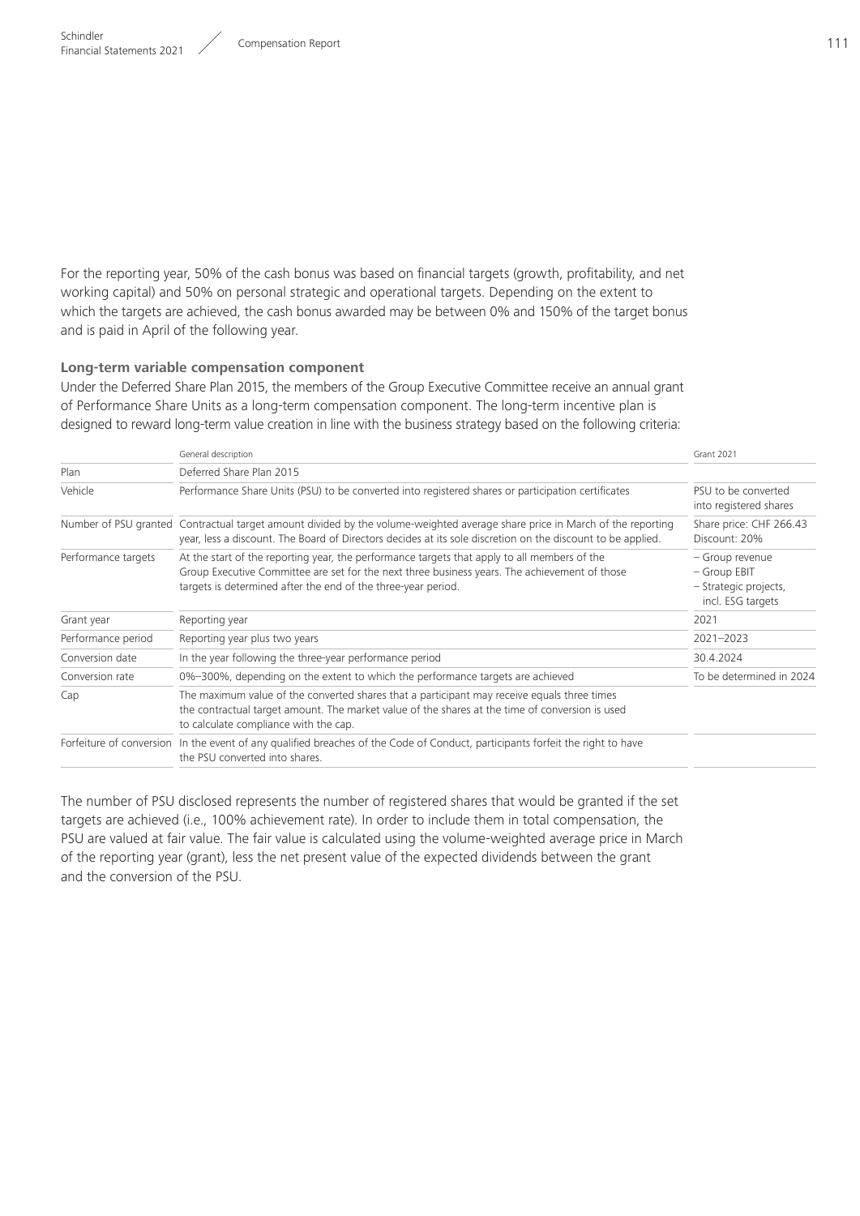For the reporting year, 50% of the cash bonus was based on financial targets (growth, profitability, and net working capital) and 50% on personal strategic and operational targets. Depending on the extent to which the targets are achieved, the cash bonus awarded may be between 0% and 150% of the target bonus and is paid in April of the following year.

**Long-term variable compensation component**

Under the Deferred Share Plan 2015, the members of the Group Executive Committee receive an annual grant of Performance Share Units as a long-term compensation component. The long-term incentive plan is designed to reward long-term value creation in line with the business strategy based on the following criteria:

| | General description | Grant 2021 |
|---|---|---|
| Plan | Deferred Share Plan 2015 | |
| Vehicle | Performance Share Units (PSU) to be converted into registered shares or participation certificates | PSU to be converted into registered shares |
| Number of PSU granted | Contractual target amount divided by the volume-weighted average share price in March of the reporting year, less a discount. The Board of Directors decides at its sole discretion on the discount to be applied. | Share price: CHF 266.43<br>Discount: 20% |
| Performance targets | At the start of the reporting year, the performance targets that apply to all members of the Group Executive Committee are set for the next three business years. The achievement of those targets is determined after the end of the three-year period. | – Group revenue<br>– Group EBIT<br>– Strategic projects, incl. ESG targets |
| Grant year | Reporting year | 2021 |
| Performance period | Reporting year plus two years | 2021–2023 |
| Conversion date | In the year following the three-year performance period | 30.4.2024 |
| Conversion rate | 0%–300%, depending on the extent to which the performance targets are achieved | To be determined in 2024 |
| Cap | The maximum value of the converted shares that a participant may receive equals three times the contractual target amount. The market value of the shares at the time of conversion is used to calculate compliance with the cap. | |
| Forfeiture of conversion | In the event of any qualified breaches of the Code of Conduct, participants forfeit the right to have the PSU converted into shares. | |

The number of PSU disclosed represents the number of registered shares that would be granted if the set targets are achieved (i.e., 100% achievement rate). In order to include them in total compensation, the PSU are valued at fair value. The fair value is calculated using the volume-weighted average price in March of the reporting year (grant), less the net present value of the expected dividends between the grant and the conversion of the PSU.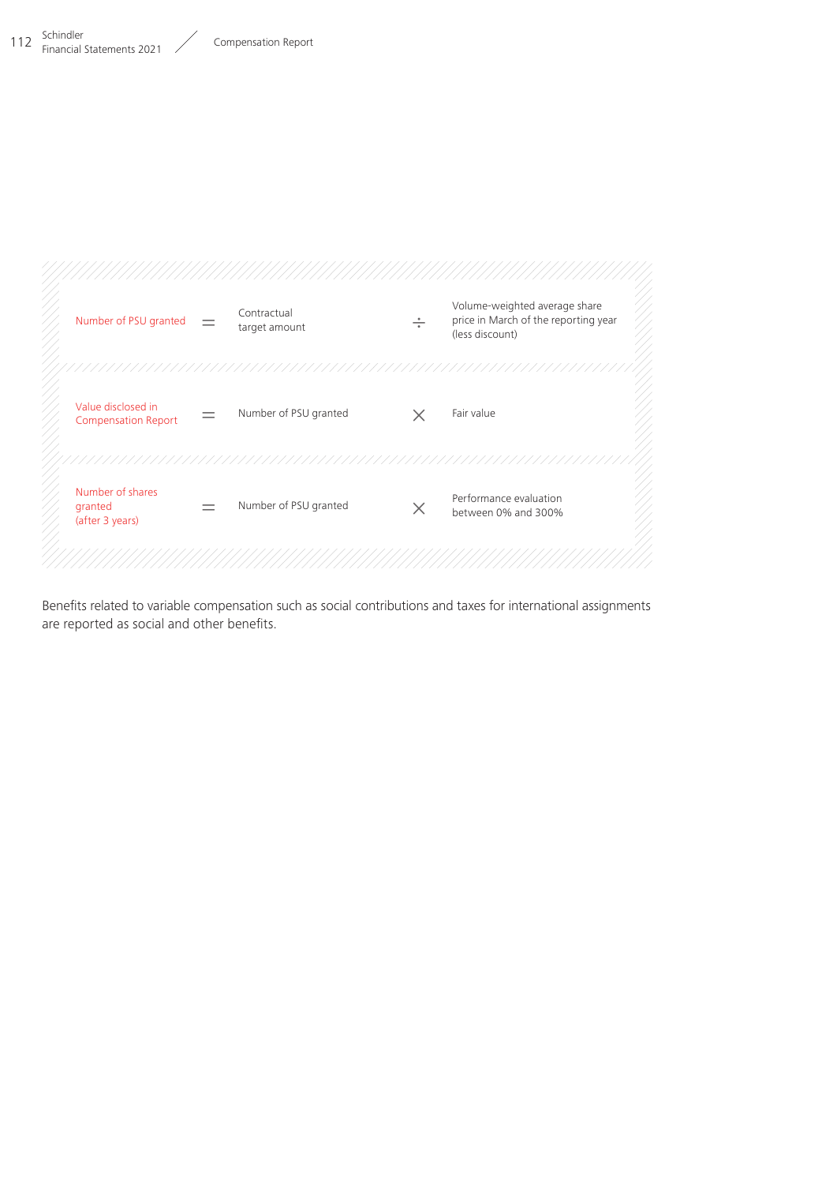| | | | | |
|---|---|---|---|---|
| Number of PSU granted | = | Contractual target amount | ÷ | Volume-weighted average share price in March of the reporting year (less discount) |
| Value disclosed in Compensation Report | = | Number of PSU granted | × | Fair value |
| Number of shares granted (after 3 years) | = | Number of PSU granted | × | Performance evaluation between 0% and 300% |

Benefits related to variable compensation such as social contributions and taxes for international assignments are reported as social and other benefits.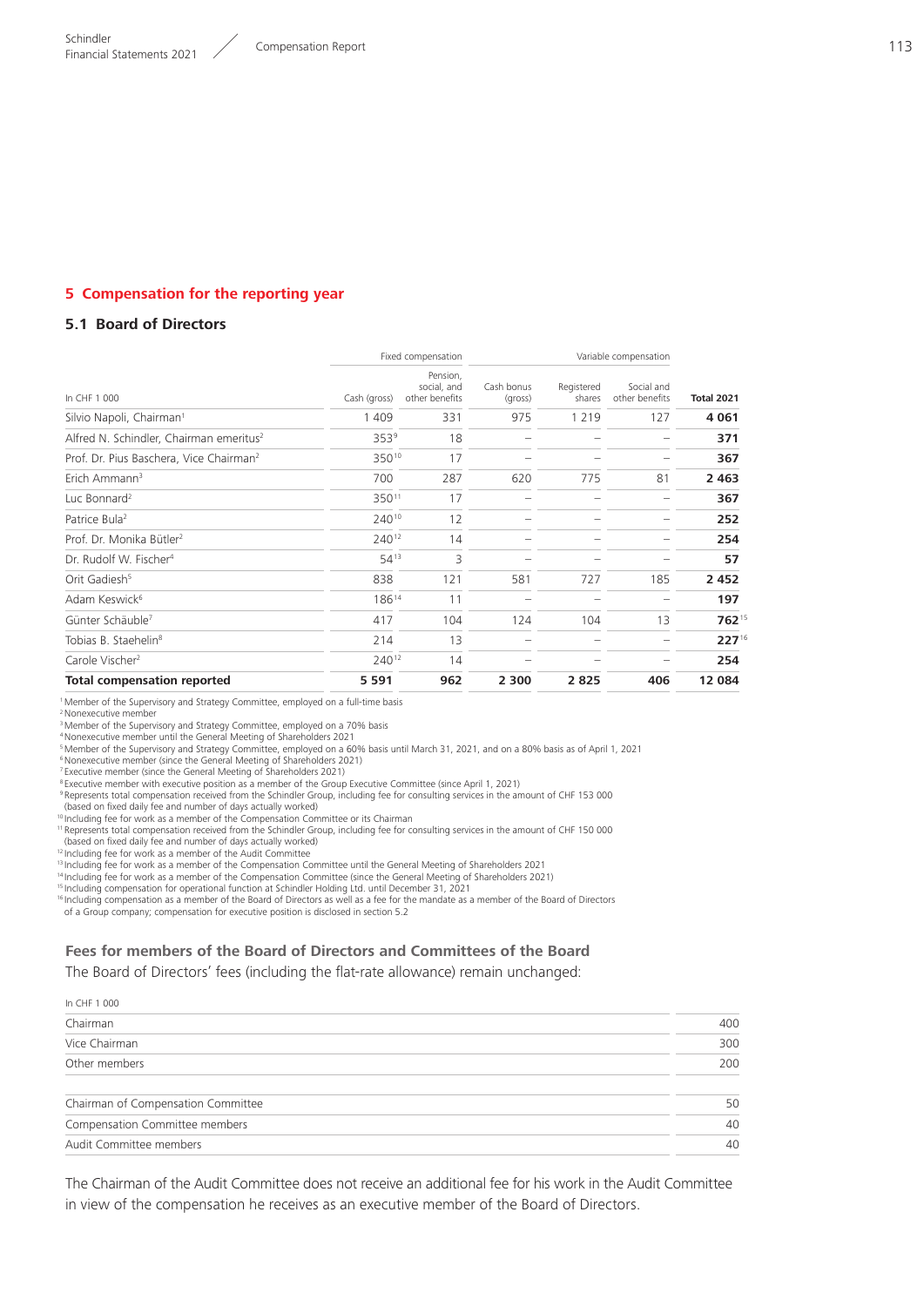## 5 Compensation for the reporting year

### 5.1 Board of Directors

| In CHF 1 000 | Fixed compensation | | Variable compensation | | | |
|---|---|---|---|---|---|---|
| | Cash (gross) | Pension, social, and other benefits | Cash bonus (gross) | Registered shares | Social and other benefits | Total 2021 |
| Silvio Napoli, Chairman[1] | 1 409 | 331 | 975 | 1 219 | 127 | **4 061** |
| Alfred N. Schindler, Chairman emeritus[2] | 353[9] | 18 | – | – | – | **371** |
| Prof. Dr. Pius Baschera, Vice Chairman[2] | 350[10] | 17 | – | – | – | **367** |
| Erich Ammann[3] | 700 | 287 | 620 | 775 | 81 | **2 463** |
| Luc Bonnard[2] | 350[11] | 17 | – | – | – | **367** |
| Patrice Bula[2] | 240[10] | 12 | – | – | – | **252** |
| Prof. Dr. Monika Bütler[2] | 240[12] | 14 | – | – | – | **254** |
| Dr. Rudolf W. Fischer[4] | 54[13] | 3 | – | – | – | **57** |
| Orit Gadiesh[5] | 838 | 121 | 581 | 727 | 185 | **2 452** |
| Adam Keswick[6] | 186[14] | 11 | – | – | – | **197** |
| Günter Schäuble[7] | 417 | 104 | 124 | 104 | 13 | **762**[15] |
| Tobias B. Staehelin[8] | 214 | 13 | – | – | – | **227**[16] |
| Carole Vischer[2] | 240[12] | 14 | – | – | – | **254** |
| **Total compensation reported** | **5 591** | **962** | **2 300** | **2 825** | **406** | **12 084** |

[1] Member of the Supervisory and Strategy Committee, employed on a full-time basis
[2] Nonexecutive member
[3] Member of the Supervisory and Strategy Committee, employed on a 70% basis
[4] Nonexecutive member until the General Meeting of Shareholders 2021
[5] Member of the Supervisory and Strategy Committee, employed on a 60% basis until March 31, 2021, and on a 80% basis as of April 1, 2021
[6] Nonexecutive member (since the General Meeting of Shareholders 2021)
[7] Executive member (since the General Meeting of Shareholders 2021)
[8] Executive member with executive position as a member of the Group Executive Committee (since April 1, 2021)
[9] Represents total compensation received from the Schindler Group, including fee for consulting services in the amount of CHF 153 000 (based on fixed daily fee and number of days actually worked)
[10] Including fee for work as a member of the Compensation Committee or its Chairman
[11] Represents total compensation received from the Schindler Group, including fee for consulting services in the amount of CHF 150 000 (based on fixed daily fee and number of days actually worked)
[12] Including fee for work as a member of the Audit Committee
[13] Including fee for work as a member of the Compensation Committee until the General Meeting of Shareholders 2021
[14] Including fee for work as a member of the Compensation Committee (since the General Meeting of Shareholders 2021)
[15] Including compensation for operational function at Schindler Holding Ltd. until December 31, 2021
[16] Including compensation as a member of the Board of Directors as well as a fee for the mandate as a member of the Board of Directors of a Group company; compensation for executive position is disclosed in section 5.2

### Fees for members of the Board of Directors and Committees of the Board

The Board of Directors' fees (including the flat-rate allowance) remain unchanged:

| In CHF 1 000 | |
|---|---|
| Chairman | 400 |
| Vice Chairman | 300 |
| Other members | 200 |
| | |
| Chairman of Compensation Committee | 50 |
| Compensation Committee members | 40 |
| Audit Committee members | 40 |

The Chairman of the Audit Committee does not receive an additional fee for his work in the Audit Committee in view of the compensation he receives as an executive member of the Board of Directors.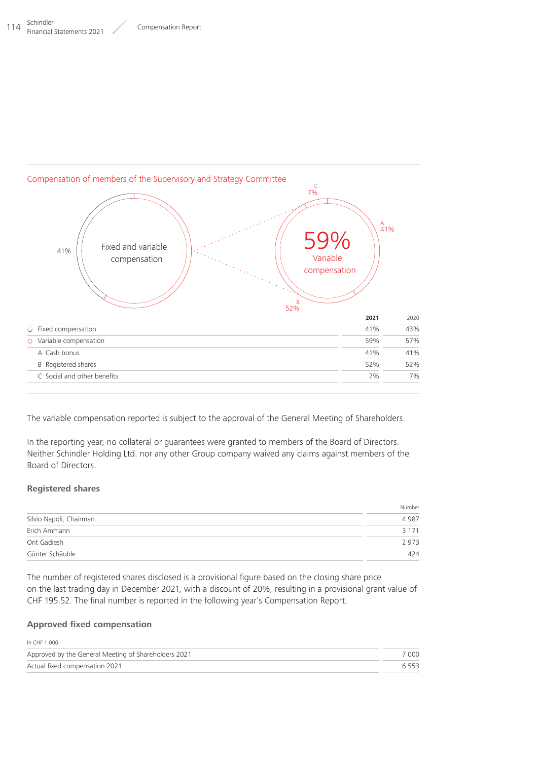Compensation of members of the Supervisory and Strategy Committee

Fixed and variable compensation

59% Variable compensation

|  | 2021 | 2020 |
|---|---|---|
| Fixed compensation | 41% | 43% |
| Variable compensation | 59% | 57% |
| A Cash bonus | 41% | 41% |
| B Registered shares | 52% | 52% |
| C Social and other benefits | 7% | 7% |

The variable compensation reported is subject to the approval of the General Meeting of Shareholders.

In the reporting year, no collateral or guarantees were granted to members of the Board of Directors. Neither Schindler Holding Ltd. nor any other Group company waived any claims against members of the Board of Directors.

### Registered shares

|  | Number |
|---|---|
| Silvio Napoli, Chairman | 4 987 |
| Erich Ammann | 3 171 |
| Orit Gadiesh | 2 973 |
| Günter Schäuble | 424 |

The number of registered shares disclosed is a provisional figure based on the closing share price on the last trading day in December 2021, with a discount of 20%, resulting in a provisional grant value of CHF 195.52. The final number is reported in the following year's Compensation Report.

### Approved fixed compensation

| In CHF 1 000 |  |
|---|---|
| Approved by the General Meeting of Shareholders 2021 | 7 000 |
| Actual fixed compensation 2021 | 6 553 |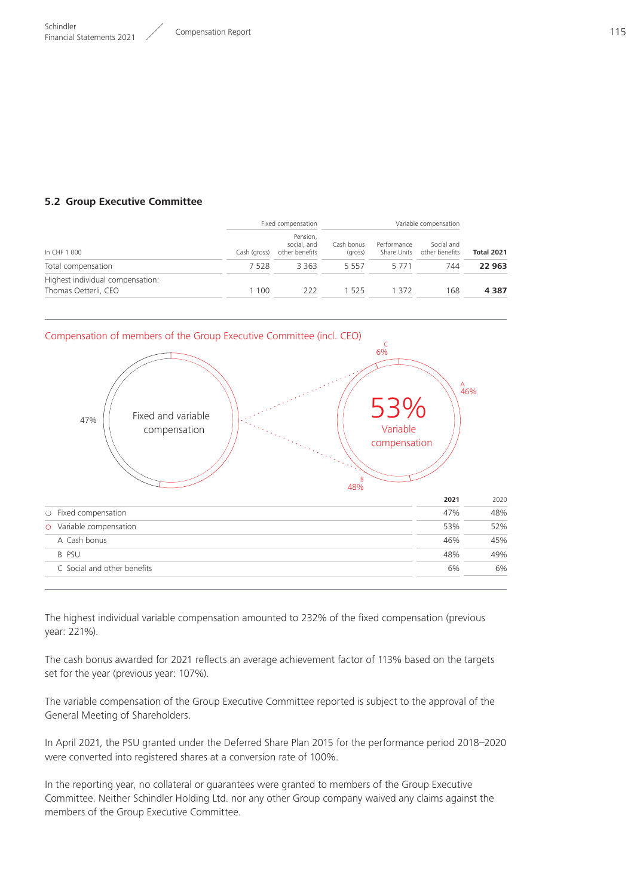## 5.2 Group Executive Committee

| In CHF 1 000 | Fixed compensation | | Variable compensation | | | |
|---|---|---|---|---|---|---|
| | Cash (gross) | Pension, social, and other benefits | Cash bonus (gross) | Performance Share Units | Social and other benefits | **Total 2021** |
| Total compensation | 7 528 | 3 363 | 5 557 | 5 771 | 744 | **22 963** |
| Highest individual compensation: Thomas Oetterli, CEO | 1 100 | 222 | 1 525 | 1 372 | 168 | **4 387** |

Compensation of members of the Group Executive Committee (incl. CEO)

47%

Fixed and variable compensation

53% Variable compensation

A 46%

B 48%

C 6%

| | **2021** | 2020 |
|---|---|---|
| Fixed compensation | 47% | 48% |
| Variable compensation | 53% | 52% |
| A Cash bonus | 46% | 45% |
| B PSU | 48% | 49% |
| C Social and other benefits | 6% | 6% |

The highest individual variable compensation amounted to 232% of the fixed compensation (previous year: 221%).

The cash bonus awarded for 2021 reflects an average achievement factor of 113% based on the targets set for the year (previous year: 107%).

The variable compensation of the Group Executive Committee reported is subject to the approval of the General Meeting of Shareholders.

In April 2021, the PSU granted under the Deferred Share Plan 2015 for the performance period 2018–2020 were converted into registered shares at a conversion rate of 100%.

In the reporting year, no collateral or guarantees were granted to members of the Group Executive Committee. Neither Schindler Holding Ltd. nor any other Group company waived any claims against the members of the Group Executive Committee.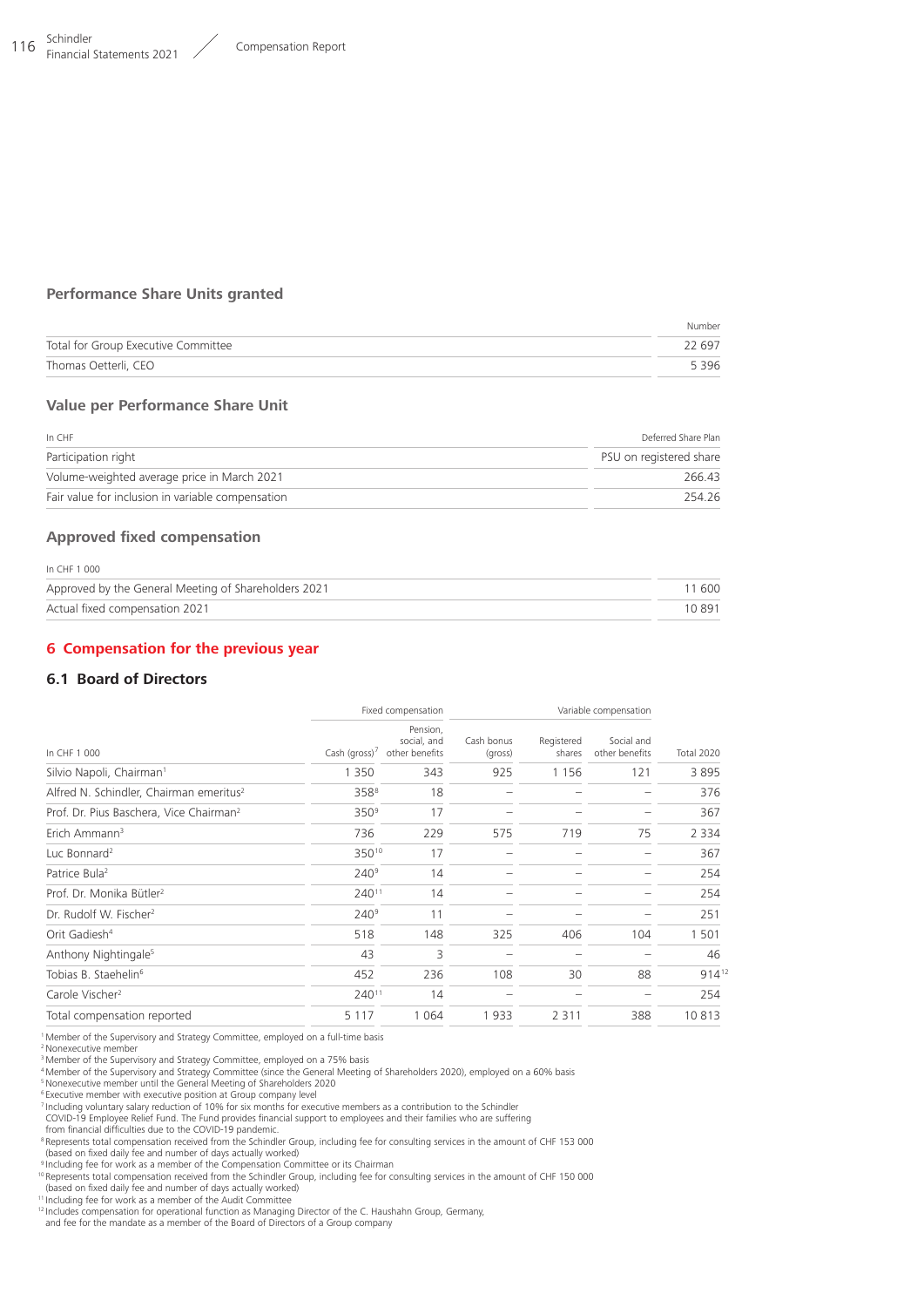### Performance Share Units granted

| | Number |
|---|---|
| Total for Group Executive Committee | 22 697 |
| Thomas Oetterli, CEO | 5 396 |

### Value per Performance Share Unit

| In CHF | Deferred Share Plan |
|---|---|
| Participation right | PSU on registered share |
| Volume-weighted average price in March 2021 | 266.43 |
| Fair value for inclusion in variable compensation | 254.26 |

### Approved fixed compensation

| In CHF 1 000 | |
|---|---|
| Approved by the General Meeting of Shareholders 2021 | 11 600 |
| Actual fixed compensation 2021 | 10 891 |

## 6 Compensation for the previous year

### 6.1 Board of Directors

| | Fixed compensation | | Variable compensation | | | |
|---|---|---|---|---|---|---|
| In CHF 1 000 | Cash (gross)[7] | Pension, social, and other benefits | Cash bonus (gross) | Registered shares | Social and other benefits | Total 2020 |
| Silvio Napoli, Chairman[1] | 1 350 | 343 | 925 | 1 156 | 121 | 3 895 |
| Alfred N. Schindler, Chairman emeritus[2] | 358[8] | 18 | – | – | – | 376 |
| Prof. Dr. Pius Baschera, Vice Chairman[2] | 350[9] | 17 | – | – | – | 367 |
| Erich Ammann[3] | 736 | 229 | 575 | 719 | 75 | 2 334 |
| Luc Bonnard[2] | 350[10] | 17 | – | – | – | 367 |
| Patrice Bula[2] | 240[9] | 14 | – | – | – | 254 |
| Prof. Dr. Monika Bütler[2] | 240[11] | 14 | – | – | – | 254 |
| Dr. Rudolf W. Fischer[2] | 240[9] | 11 | – | – | – | 251 |
| Orit Gadiesh[4] | 518 | 148 | 325 | 406 | 104 | 1 501 |
| Anthony Nightingale[5] | 43 | 3 | – | – | – | 46 |
| Tobias B. Staehelin[6] | 452 | 236 | 108 | 30 | 88 | 914[12] |
| Carole Vischer[2] | 240[11] | 14 | – | – | – | 254 |
| Total compensation reported | 5 117 | 1 064 | 1 933 | 2 311 | 388 | 10 813 |

[1] Member of the Supervisory and Strategy Committee, employed on a full-time basis
[2] Nonexecutive member
[3] Member of the Supervisory and Strategy Committee, employed on a 75% basis
[4] Member of the Supervisory and Strategy Committee (since the General Meeting of Shareholders 2020), employed on a 60% basis
[5] Nonexecutive member until the General Meeting of Shareholders 2020
[6] Executive member with executive position at Group company level
[7] Including voluntary salary reduction of 10% for six months for executive members as a contribution to the Schindler COVID-19 Employee Relief Fund. The Fund provides financial support to employees and their families who are suffering from financial difficulties due to the COVID-19 pandemic.
[8] Represents total compensation received from the Schindler Group, including fee for consulting services in the amount of CHF 153 000 (based on fixed daily fee and number of days actually worked)
[9] Including fee for work as a member of the Compensation Committee or its Chairman
[10] Represents total compensation received from the Schindler Group, including fee for consulting services in the amount of CHF 150 000 (based on fixed daily fee and number of days actually worked)
[11] Including fee for work as a member of the Audit Committee
[12] Includes compensation for operational function as Managing Director of the C. Haushahn Group, Germany, and fee for the mandate as a member of the Board of Directors of a Group company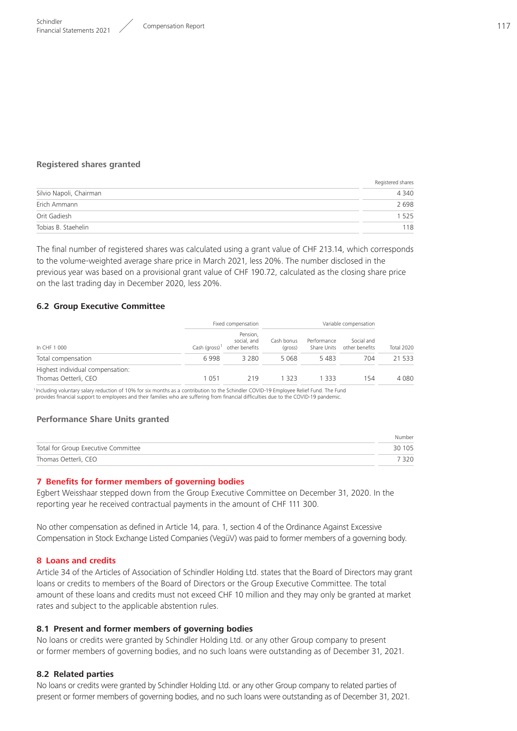### Registered shares granted

| | Registered shares |
|---|---|
| Silvio Napoli, Chairman | 4 340 |
| Erich Ammann | 2 698 |
| Orit Gadiesh | 1 525 |
| Tobias B. Staehelin | 118 |

The final number of registered shares was calculated using a grant value of CHF 213.14, which corresponds to the volume-weighted average share price in March 2021, less 20%. The number disclosed in the previous year was based on a provisional grant value of CHF 190.72, calculated as the closing share price on the last trading day in December 2020, less 20%.

### 6.2 Group Executive Committee

| | Fixed compensation | | Variable compensation | | | |
|---|---|---|---|---|---|---|
| In CHF 1 000 | Cash (gross)[1] | Pension, social, and other benefits | Cash bonus (gross) | Performance Share Units | Social and other benefits | Total 2020 |
| Total compensation | 6 998 | 3 280 | 5 068 | 5 483 | 704 | 21 533 |
| Highest individual compensation: Thomas Oetterli, CEO | 1 051 | 219 | 1 323 | 1 333 | 154 | 4 080 |

[1] Including voluntary salary reduction of 10% for six months as a contribution to the Schindler COVID-19 Employee Relief Fund. The Fund provides financial support to employees and their families who are suffering from financial difficulties due to the COVID-19 pandemic.

### Performance Share Units granted

| | Number |
|---|---|
| Total for Group Executive Committee | 30 105 |
| Thomas Oetterli, CEO | 7 320 |

## 7 Benefits for former members of governing bodies

Egbert Weisshaar stepped down from the Group Executive Committee on December 31, 2020. In the reporting year he received contractual payments in the amount of CHF 111 300.

No other compensation as defined in Article 14, para. 1, section 4 of the Ordinance Against Excessive Compensation in Stock Exchange Listed Companies (VegüV) was paid to former members of a governing body.

## 8 Loans and credits

Article 34 of the Articles of Association of Schindler Holding Ltd. states that the Board of Directors may grant loans or credits to members of the Board of Directors or the Group Executive Committee. The total amount of these loans and credits must not exceed CHF 10 million and they may only be granted at market rates and subject to the applicable abstention rules.

### 8.1 Present and former members of governing bodies

No loans or credits were granted by Schindler Holding Ltd. or any other Group company to present or former members of governing bodies, and no such loans were outstanding as of December 31, 2021.

### 8.2 Related parties

No loans or credits were granted by Schindler Holding Ltd. or any other Group company to related parties of present or former members of governing bodies, and no such loans were outstanding as of December 31, 2021.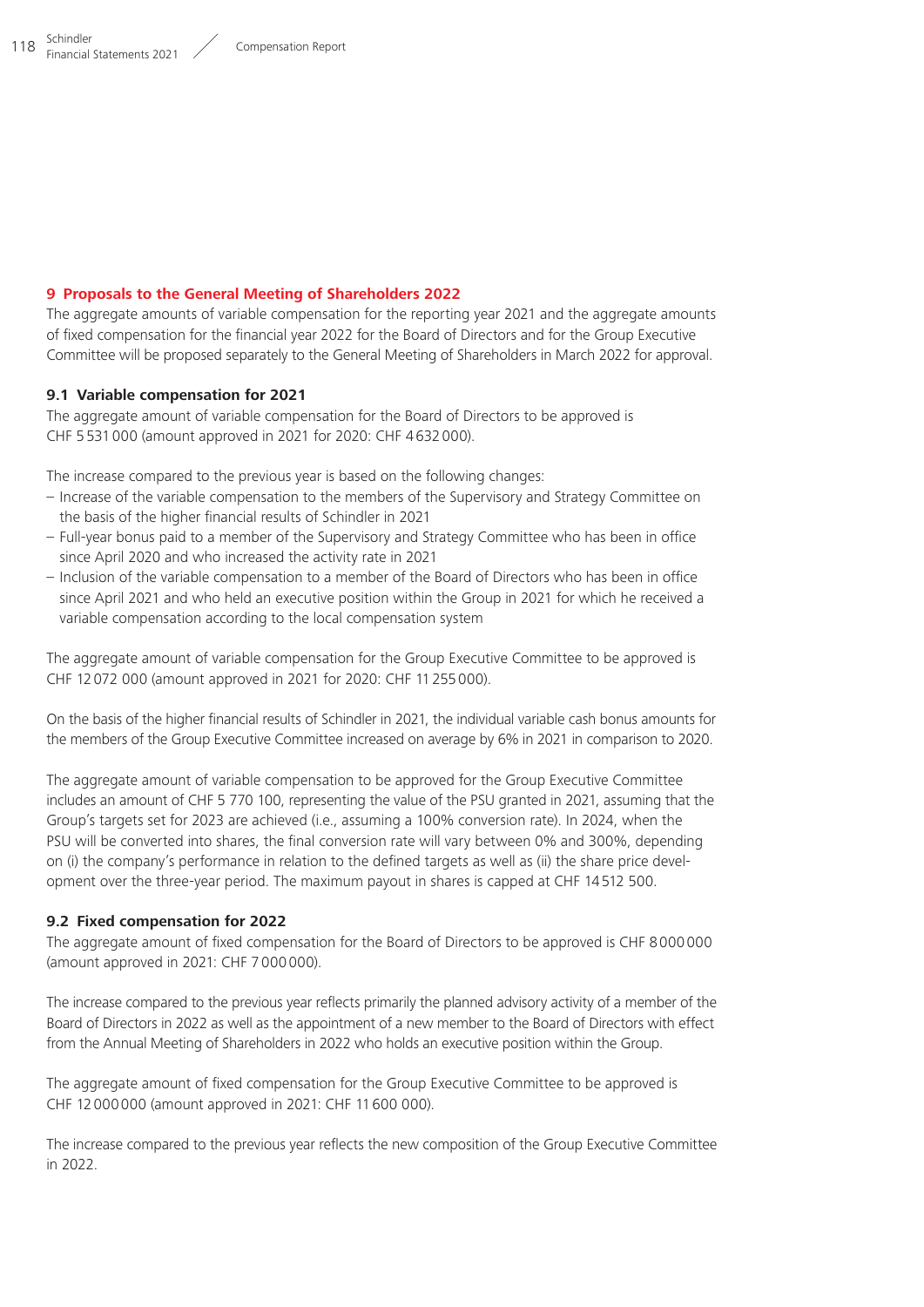## 9 Proposals to the General Meeting of Shareholders 2022

The aggregate amounts of variable compensation for the reporting year 2021 and the aggregate amounts of fixed compensation for the financial year 2022 for the Board of Directors and for the Group Executive Committee will be proposed separately to the General Meeting of Shareholders in March 2022 for approval.

### 9.1 Variable compensation for 2021

The aggregate amount of variable compensation for the Board of Directors to be approved is CHF 5 531 000 (amount approved in 2021 for 2020: CHF 4 632 000).

The increase compared to the previous year is based on the following changes:

- Increase of the variable compensation to the members of the Supervisory and Strategy Committee on the basis of the higher financial results of Schindler in 2021
- Full-year bonus paid to a member of the Supervisory and Strategy Committee who has been in office since April 2020 and who increased the activity rate in 2021
- Inclusion of the variable compensation to a member of the Board of Directors who has been in office since April 2021 and who held an executive position within the Group in 2021 for which he received a variable compensation according to the local compensation system

The aggregate amount of variable compensation for the Group Executive Committee to be approved is CHF 12 072 000 (amount approved in 2021 for 2020: CHF 11 255 000).

On the basis of the higher financial results of Schindler in 2021, the individual variable cash bonus amounts for the members of the Group Executive Committee increased on average by 6% in 2021 in comparison to 2020.

The aggregate amount of variable compensation to be approved for the Group Executive Committee includes an amount of CHF 5 770 100, representing the value of the PSU granted in 2021, assuming that the Group's targets set for 2023 are achieved (i.e., assuming a 100% conversion rate). In 2024, when the PSU will be converted into shares, the final conversion rate will vary between 0% and 300%, depending on (i) the company's performance in relation to the defined targets as well as (ii) the share price development over the three-year period. The maximum payout in shares is capped at CHF 14 512 500.

### 9.2 Fixed compensation for 2022

The aggregate amount of fixed compensation for the Board of Directors to be approved is CHF 8 000 000 (amount approved in 2021: CHF 7 000 000).

The increase compared to the previous year reflects primarily the planned advisory activity of a member of the Board of Directors in 2022 as well as the appointment of a new member to the Board of Directors with effect from the Annual Meeting of Shareholders in 2022 who holds an executive position within the Group.

The aggregate amount of fixed compensation for the Group Executive Committee to be approved is CHF 12 000 000 (amount approved in 2021: CHF 11 600 000).

The increase compared to the previous year reflects the new composition of the Group Executive Committee in 2022.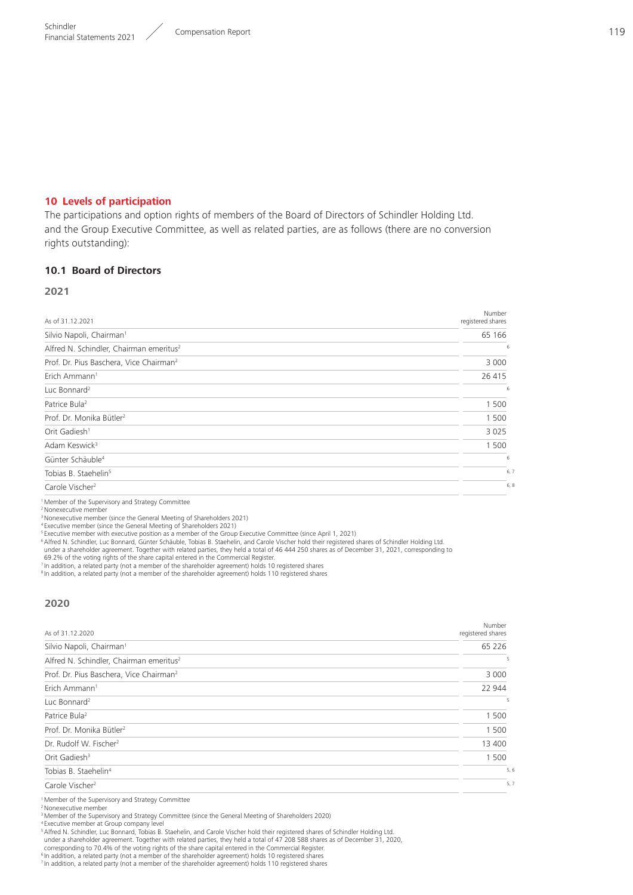## 10 Levels of participation

The participations and option rights of members of the Board of Directors of Schindler Holding Ltd. and the Group Executive Committee, as well as related parties, are as follows (there are no conversion rights outstanding):

### 10.1 Board of Directors

#### 2021

| As of 31.12.2021 | Number registered shares |
|---|---|
| Silvio Napoli, Chairman[1] | 65 166 |
| Alfred N. Schindler, Chairman emeritus[2] | [6] |
| Prof. Dr. Pius Baschera, Vice Chairman[2] | 3 000 |
| Erich Ammann[1] | 26 415 |
| Luc Bonnard[2] | [6] |
| Patrice Bula[2] | 1 500 |
| Prof. Dr. Monika Bütler[2] | 1 500 |
| Orit Gadiesh[1] | 3 025 |
| Adam Keswick[3] | 1 500 |
| Günter Schäuble[4] | [6] |
| Tobias B. Staehelin[5] | [6, 7] |
| Carole Vischer[2] | [6, 8] |

[1] Member of the Supervisory and Strategy Committee
[2] Nonexecutive member
[3] Nonexecutive member (since the General Meeting of Shareholders 2021)
[4] Executive member (since the General Meeting of Shareholders 2021)
[5] Executive member with executive position as a member of the Group Executive Committee (since April 1, 2021)
[6] Alfred N. Schindler, Luc Bonnard, Günter Schäuble, Tobias B. Staehelin, and Carole Vischer hold their registered shares of Schindler Holding Ltd. under a shareholder agreement. Together with related parties, they held a total of 46 444 250 shares as of December 31, 2021, corresponding to 69.2% of the voting rights of the share capital entered in the Commercial Register.
[7] In addition, a related party (not a member of the shareholder agreement) holds 10 registered shares
[8] In addition, a related party (not a member of the shareholder agreement) holds 110 registered shares

#### 2020

| As of 31.12.2020 | Number registered shares |
|---|---|
| Silvio Napoli, Chairman[1] | 65 226 |
| Alfred N. Schindler, Chairman emeritus[2] | [5] |
| Prof. Dr. Pius Baschera, Vice Chairman[2] | 3 000 |
| Erich Ammann[1] | 22 944 |
| Luc Bonnard[2] | [5] |
| Patrice Bula[2] | 1 500 |
| Prof. Dr. Monika Bütler[2] | 1 500 |
| Dr. Rudolf W. Fischer[2] | 13 400 |
| Orit Gadiesh[3] | 1 500 |
| Tobias B. Staehelin[4] | [5, 6] |
| Carole Vischer[2] | [5, 7] |

[1] Member of the Supervisory and Strategy Committee
[2] Nonexecutive member
[3] Member of the Supervisory and Strategy Committee (since the General Meeting of Shareholders 2020)
[4] Executive member at Group company level
[5] Alfred N. Schindler, Luc Bonnard, Tobias B. Staehelin, and Carole Vischer hold their registered shares of Schindler Holding Ltd. under a shareholder agreement. Together with related parties, they held a total of 47 208 588 shares as of December 31, 2020, corresponding to 70.4% of the voting rights of the share capital entered in the Commercial Register.
[6] In addition, a related party (not a member of the shareholder agreement) holds 10 registered shares
[7] In addition, a related party (not a member of the shareholder agreement) holds 110 registered shares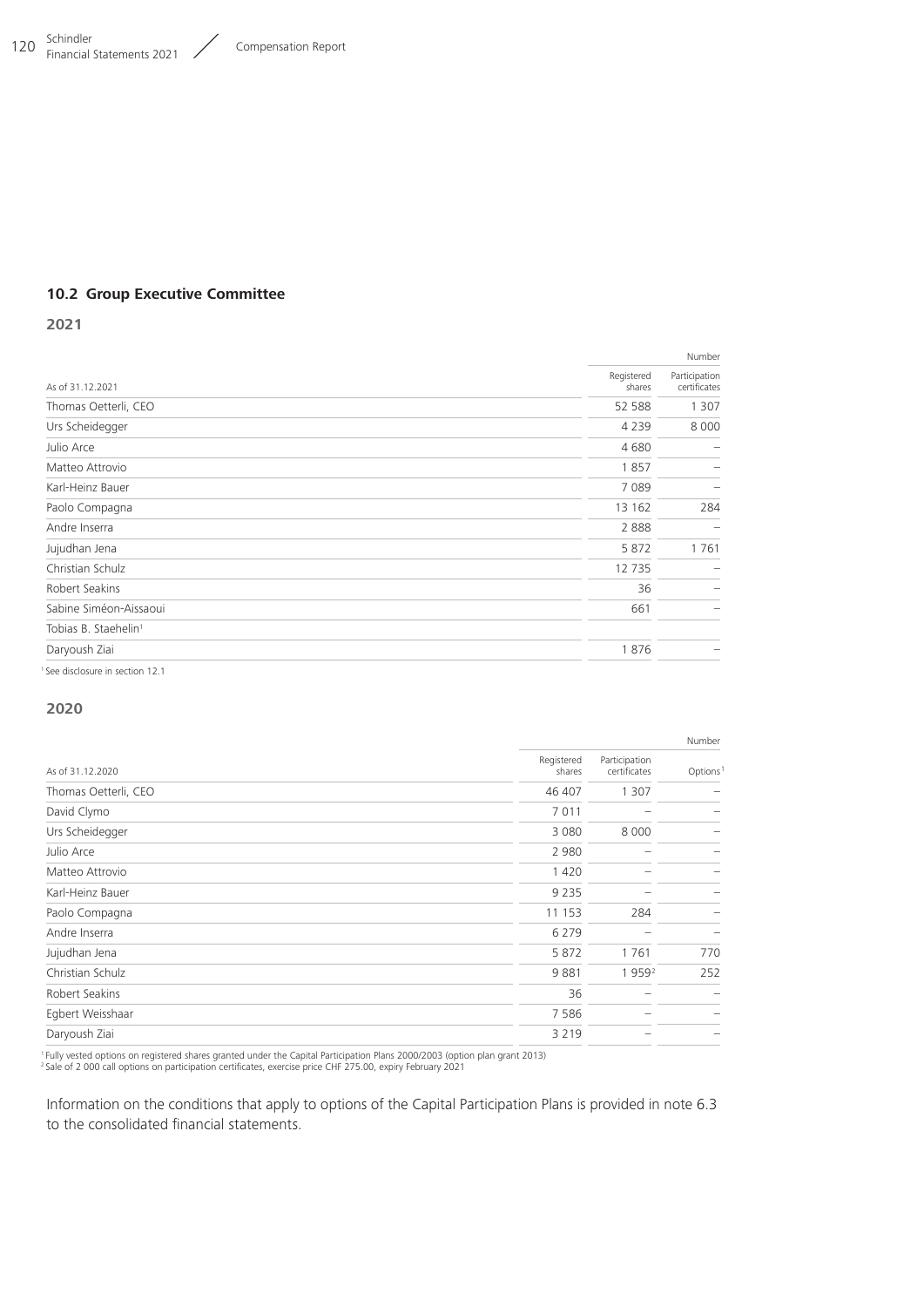## 10.2 Group Executive Committee

### 2021

| As of 31.12.2021 | Registered shares | Participation certificates |
|---|---|---|
| | | Number |
| Thomas Oetterli, CEO | 52 588 | 1 307 |
| Urs Scheidegger | 4 239 | 8 000 |
| Julio Arce | 4 680 | – |
| Matteo Attrovio | 1 857 | – |
| Karl-Heinz Bauer | 7 089 | – |
| Paolo Compagna | 13 162 | 284 |
| Andre Inserra | 2 888 | – |
| Jujudhan Jena | 5 872 | 1 761 |
| Christian Schulz | 12 735 | – |
| Robert Seakins | 36 | – |
| Sabine Siméon-Aissaoui | 661 | – |
| Tobias B. Staehelin[1] | | |
| Daryoush Ziai | 1 876 | – |

[1] See disclosure in section 12.1

### 2020

| As of 31.12.2020 | Registered shares | Participation certificates | Options[1] |
|---|---|---|---|
| | | | Number |
| Thomas Oetterli, CEO | 46 407 | 1 307 | – |
| David Clymo | 7 011 | – | – |
| Urs Scheidegger | 3 080 | 8 000 | – |
| Julio Arce | 2 980 | – | – |
| Matteo Attrovio | 1 420 | – | – |
| Karl-Heinz Bauer | 9 235 | – | – |
| Paolo Compagna | 11 153 | 284 | – |
| Andre Inserra | 6 279 | – | – |
| Jujudhan Jena | 5 872 | 1 761 | 770 |
| Christian Schulz | 9 881 | 1 959[2] | 252 |
| Robert Seakins | 36 | – | – |
| Egbert Weisshaar | 7 586 | – | – |
| Daryoush Ziai | 3 219 | – | – |

[1] Fully vested options on registered shares granted under the Capital Participation Plans 2000/2003 (option plan grant 2013)
[2] Sale of 2 000 call options on participation certificates, exercise price CHF 275.00, expiry February 2021

Information on the conditions that apply to options of the Capital Participation Plans is provided in note 6.3 to the consolidated financial statements.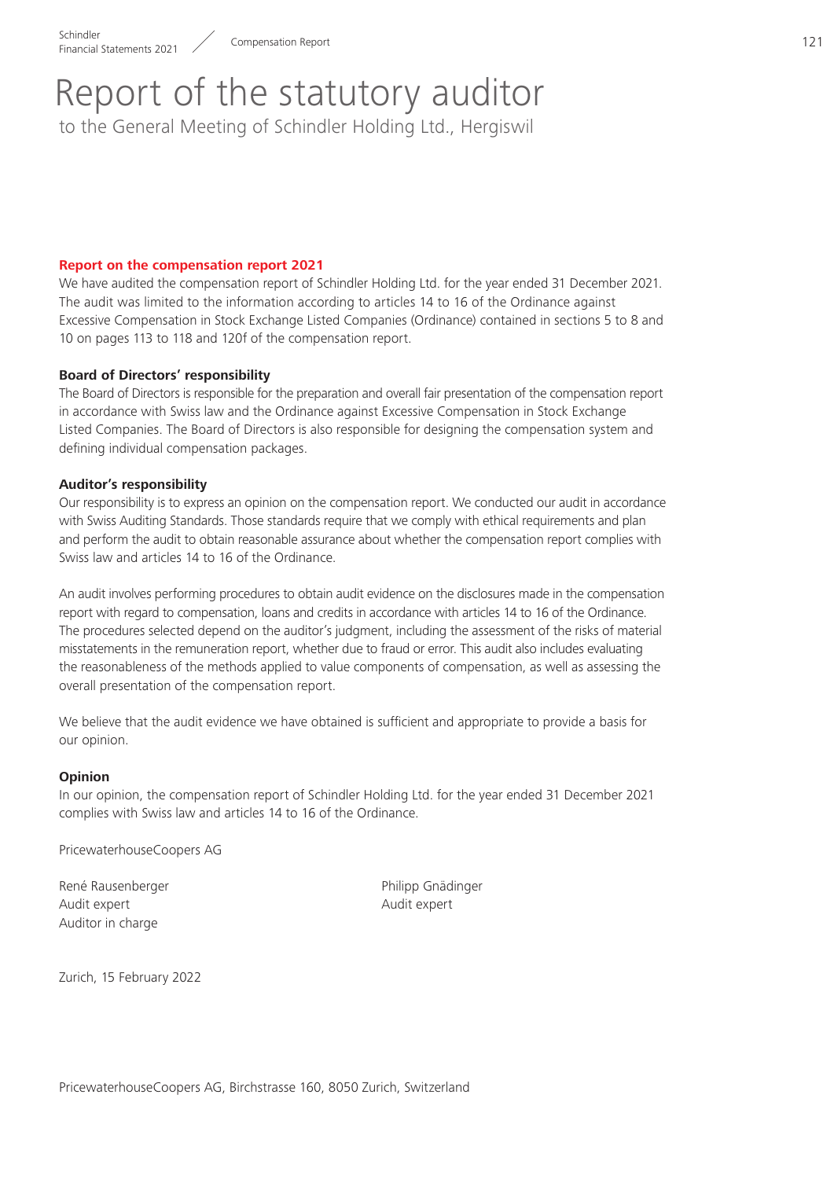# Report of the statutory auditor

to the General Meeting of Schindler Holding Ltd., Hergiswil

## Report on the compensation report 2021

We have audited the compensation report of Schindler Holding Ltd. for the year ended 31 December 2021. The audit was limited to the information according to articles 14 to 16 of the Ordinance against Excessive Compensation in Stock Exchange Listed Companies (Ordinance) contained in sections 5 to 8 and 10 on pages 113 to 118 and 120f of the compensation report.

### Board of Directors' responsibility

The Board of Directors is responsible for the preparation and overall fair presentation of the compensation report in accordance with Swiss law and the Ordinance against Excessive Compensation in Stock Exchange Listed Companies. The Board of Directors is also responsible for designing the compensation system and defining individual compensation packages.

### Auditor's responsibility

Our responsibility is to express an opinion on the compensation report. We conducted our audit in accordance with Swiss Auditing Standards. Those standards require that we comply with ethical requirements and plan and perform the audit to obtain reasonable assurance about whether the compensation report complies with Swiss law and articles 14 to 16 of the Ordinance.

An audit involves performing procedures to obtain audit evidence on the disclosures made in the compensation report with regard to compensation, loans and credits in accordance with articles 14 to 16 of the Ordinance. The procedures selected depend on the auditor's judgment, including the assessment of the risks of material misstatements in the remuneration report, whether due to fraud or error. This audit also includes evaluating the reasonableness of the methods applied to value components of compensation, as well as assessing the overall presentation of the compensation report.

We believe that the audit evidence we have obtained is sufficient and appropriate to provide a basis for our opinion.

### Opinion

In our opinion, the compensation report of Schindler Holding Ltd. for the year ended 31 December 2021 complies with Swiss law and articles 14 to 16 of the Ordinance.

PricewaterhouseCoopers AG

René Rausenberger
Audit expert
Auditor in charge

Philipp Gnädinger
Audit expert

Zurich, 15 February 2022

PricewaterhouseCoopers AG, Birchstrasse 160, 8050 Zurich, Switzerland